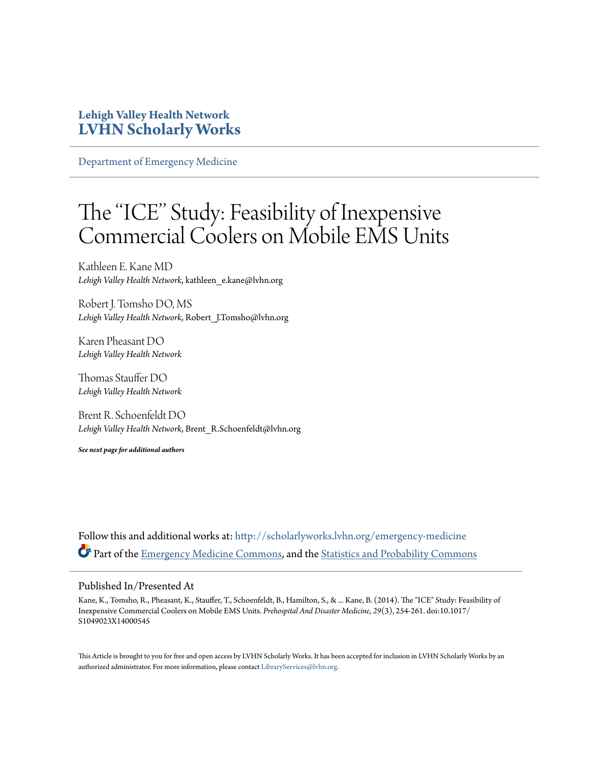**Lehigh Valley Health Network**
**LVHN Scholarly Works**

Department of Emergency Medicine

# The "ICE" Study: Feasibility of Inexpensive Commercial Coolers on Mobile EMS Units

Kathleen E. Kane MD
*Lehigh Valley Health Network*, kathleen_e.kane@lvhn.org

Robert J. Tomsho DO, MS
*Lehigh Valley Health Network*, Robert_J.Tomsho@lvhn.org

Karen Pheasant DO
*Lehigh Valley Health Network*

Thomas Stauffer DO
*Lehigh Valley Health Network*

Brent R. Schoenfeldt DO
*Lehigh Valley Health Network*, Brent_R.Schoenfeldt@lvhn.org

***See next page for additional authors***

Follow this and additional works at: http://scholarlyworks.lvhn.org/emergency-medicine

Part of the Emergency Medicine Commons, and the Statistics and Probability Commons

## Published In/Presented At

Kane, K., Tomsho, R., Pheasant, K., Stauffer, T., Schoenfeldt, B., Hamilton, S., & ... Kane, B. (2014). The "ICE" Study: Feasibility of Inexpensive Commercial Coolers on Mobile EMS Units. *Prehospital And Disaster Medicine*, *29*(3), 254-261. doi:10.1017/S1049023X14000545

This Article is brought to you for free and open access by LVHN Scholarly Works. It has been accepted for inclusion in LVHN Scholarly Works by an authorized administrator. For more information, please contact LibraryServices@lvhn.org.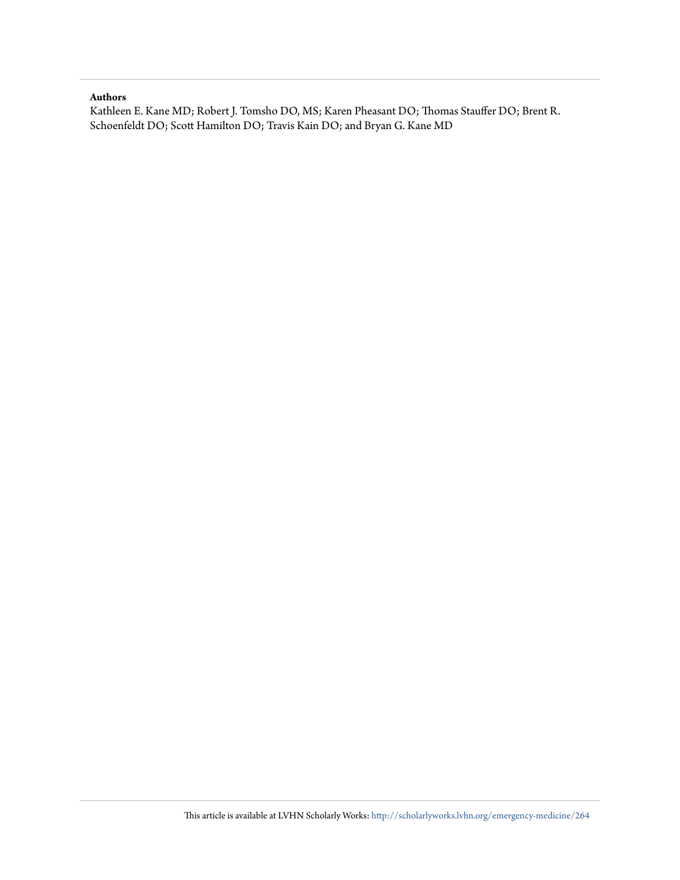**Authors**

Kathleen E. Kane MD; Robert J. Tomsho DO, MS; Karen Pheasant DO; Thomas Stauffer DO; Brent R. Schoenfeldt DO; Scott Hamilton DO; Travis Kain DO; and Bryan G. Kane MD

This article is available at LVHN Scholarly Works: http://scholarlyworks.lvhn.org/emergency-medicine/264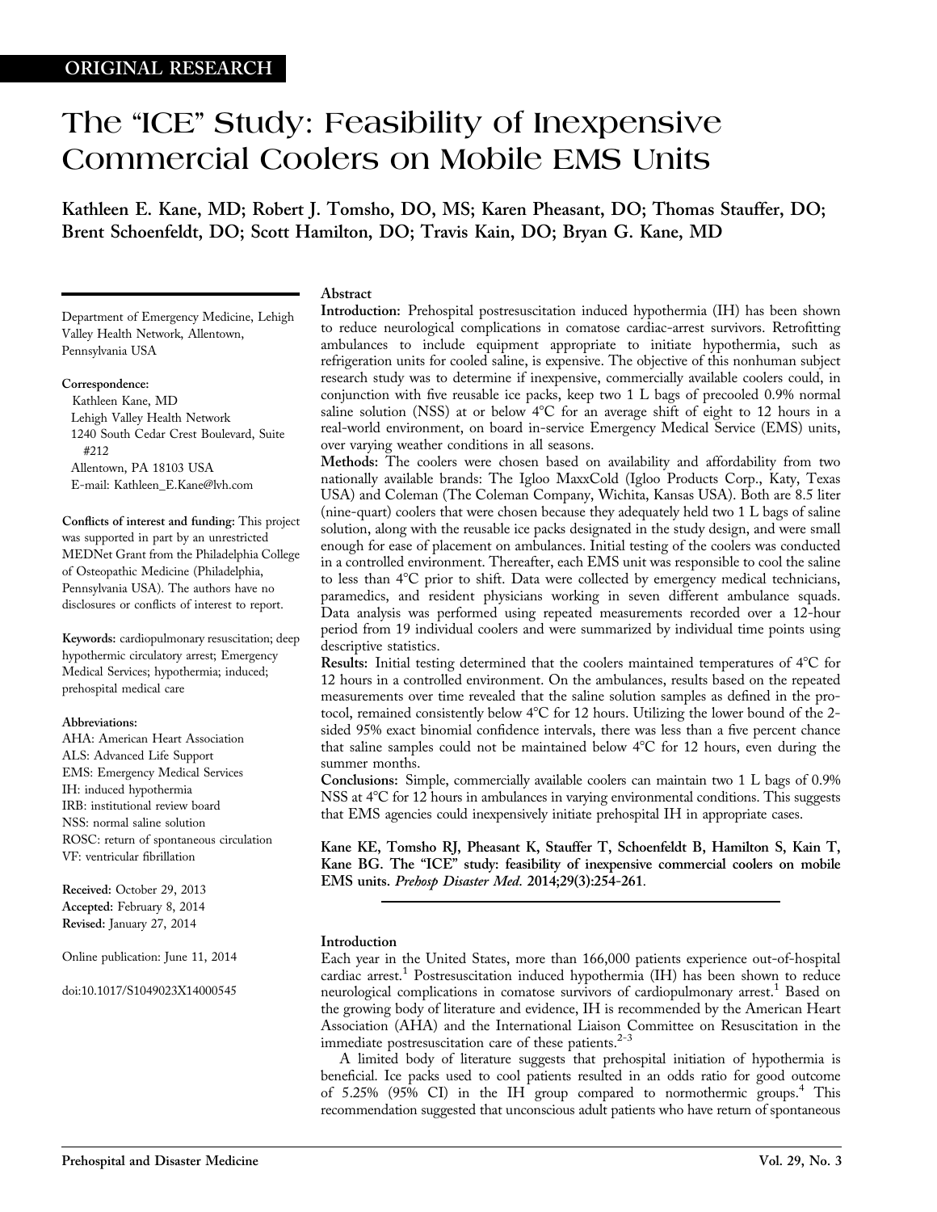ORIGINAL RESEARCH

# The "ICE" Study: Feasibility of Inexpensive Commercial Coolers on Mobile EMS Units

**Kathleen E. Kane, MD; Robert J. Tomsho, DO, MS; Karen Pheasant, DO; Thomas Stauffer, DO; Brent Schoenfeldt, DO; Scott Hamilton, DO; Travis Kain, DO; Bryan G. Kane, MD**

Department of Emergency Medicine, Lehigh Valley Health Network, Allentown, Pennsylvania USA

**Correspondence:**
Kathleen Kane, MD
Lehigh Valley Health Network
1240 South Cedar Crest Boulevard, Suite #212
Allentown, PA 18103 USA
E-mail: Kathleen_E.Kane@lvh.com

**Conflicts of interest and funding:** This project was supported in part by an unrestricted MEDNet Grant from the Philadelphia College of Osteopathic Medicine (Philadelphia, Pennsylvania USA). The authors have no disclosures or conflicts of interest to report.

**Keywords:** cardiopulmonary resuscitation; deep hypothermic circulatory arrest; Emergency Medical Services; hypothermia; induced; prehospital medical care

**Abbreviations:**
AHA: American Heart Association
ALS: Advanced Life Support
EMS: Emergency Medical Services
IH: induced hypothermia
IRB: institutional review board
NSS: normal saline solution
ROSC: return of spontaneous circulation
VF: ventricular fibrillation

**Received:** October 29, 2013
**Accepted:** February 8, 2014
**Revised:** January 27, 2014

Online publication: June 11, 2014

doi:10.1017/S1049023X14000545

## Abstract

**Introduction:** Prehospital postresuscitation induced hypothermia (IH) has been shown to reduce neurological complications in comatose cardiac-arrest survivors. Retrofitting ambulances to include equipment appropriate to initiate hypothermia, such as refrigeration units for cooled saline, is expensive. The objective of this nonhuman subject research study was to determine if inexpensive, commercially available coolers could, in conjunction with five reusable ice packs, keep two 1 L bags of precooled 0.9% normal saline solution (NSS) at or below 4°C for an average shift of eight to 12 hours in a real-world environment, on board in-service Emergency Medical Service (EMS) units, over varying weather conditions in all seasons.

**Methods:** The coolers were chosen based on availability and affordability from two nationally available brands: The Igloo MaxxCold (Igloo Products Corp., Katy, Texas USA) and Coleman (The Coleman Company, Wichita, Kansas USA). Both are 8.5 liter (nine-quart) coolers that were chosen because they adequately held two 1 L bags of saline solution, along with the reusable ice packs designated in the study design, and were small enough for ease of placement on ambulances. Initial testing of the coolers was conducted in a controlled environment. Thereafter, each EMS unit was responsible to cool the saline to less than 4°C prior to shift. Data were collected by emergency medical technicians, paramedics, and resident physicians working in seven different ambulance squads. Data analysis was performed using repeated measurements recorded over a 12-hour period from 19 individual coolers and were summarized by individual time points using descriptive statistics.

**Results:** Initial testing determined that the coolers maintained temperatures of 4°C for 12 hours in a controlled environment. On the ambulances, results based on the repeated measurements over time revealed that the saline solution samples as defined in the protocol, remained consistently below 4°C for 12 hours. Utilizing the lower bound of the 2-sided 95% exact binomial confidence intervals, there was less than a five percent chance that saline samples could not be maintained below 4°C for 12 hours, even during the summer months.

**Conclusions:** Simple, commercially available coolers can maintain two 1 L bags of 0.9% NSS at 4°C for 12 hours in ambulances in varying environmental conditions. This suggests that EMS agencies could inexpensively initiate prehospital IH in appropriate cases.

**Kane KE, Tomsho RJ, Pheasant K, Stauffer T, Schoenfeldt B, Hamilton S, Kain T, Kane BG. The "ICE" study: feasibility of inexpensive commercial coolers on mobile EMS units.** ***Prehosp Disaster Med.*** **2014;29(3):254-261.**

## Introduction

Each year in the United States, more than 166,000 patients experience out-of-hospital cardiac arrest.[1] Postresuscitation induced hypothermia (IH) has been shown to reduce neurological complications in comatose survivors of cardiopulmonary arrest.[1] Based on the growing body of literature and evidence, IH is recommended by the American Heart Association (AHA) and the International Liaison Committee on Resuscitation in the immediate postresuscitation care of these patients.[2-3]

A limited body of literature suggests that prehospital initiation of hypothermia is beneficial. Ice packs used to cool patients resulted in an odds ratio for good outcome of 5.25% (95% CI) in the IH group compared to normothermic groups.[4] This recommendation suggested that unconscious adult patients who have return of spontaneous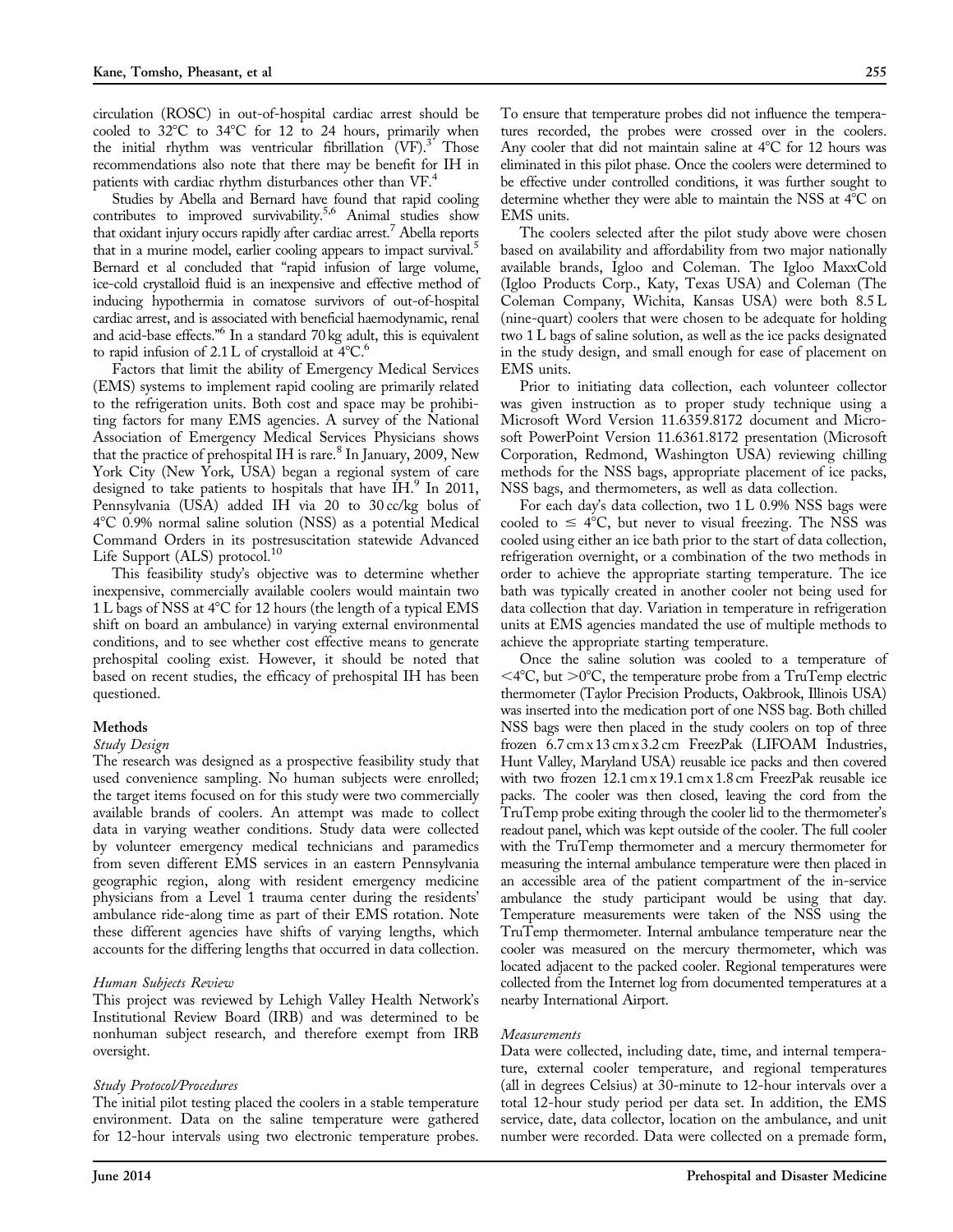circulation (ROSC) in out-of-hospital cardiac arrest should be cooled to 32°C to 34°C for 12 to 24 hours, primarily when the initial rhythm was ventricular fibrillation (VF).[3] Those recommendations also note that there may be benefit for IH in patients with cardiac rhythm disturbances other than VF.[4]

Studies by Abella and Bernard have found that rapid cooling contributes to improved survivability.[5,6] Animal studies show that oxidant injury occurs rapidly after cardiac arrest.[7] Abella reports that in a murine model, earlier cooling appears to impact survival.[5] Bernard et al concluded that "rapid infusion of large volume, ice-cold crystalloid fluid is an inexpensive and effective method of inducing hypothermia in comatose survivors of out-of-hospital cardiac arrest, and is associated with beneficial haemodynamic, renal and acid-base effects."[6] In a standard 70 kg adult, this is equivalent to rapid infusion of 2.1 L of crystalloid at 4°C.[6]

Factors that limit the ability of Emergency Medical Services (EMS) systems to implement rapid cooling are primarily related to the refrigeration units. Both cost and space may be prohibiting factors for many EMS agencies. A survey of the National Association of Emergency Medical Services Physicians shows that the practice of prehospital IH is rare.[8] In January, 2009, New York City (New York, USA) began a regional system of care designed to take patients to hospitals that have IH.[9] In 2011, Pennsylvania (USA) added IH via 20 to 30 cc/kg bolus of 4°C 0.9% normal saline solution (NSS) as a potential Medical Command Orders in its postresuscitation statewide Advanced Life Support (ALS) protocol.[10]

This feasibility study's objective was to determine whether inexpensive, commercially available coolers would maintain two 1 L bags of NSS at 4°C for 12 hours (the length of a typical EMS shift on board an ambulance) in varying external environmental conditions, and to see whether cost effective means to generate prehospital cooling exist. However, it should be noted that based on recent studies, the efficacy of prehospital IH has been questioned.

## Methods

### *Study Design*

The research was designed as a prospective feasibility study that used convenience sampling. No human subjects were enrolled; the target items focused on for this study were two commercially available brands of coolers. An attempt was made to collect data in varying weather conditions. Study data were collected by volunteer emergency medical technicians and paramedics from seven different EMS services in an eastern Pennsylvania geographic region, along with resident emergency medicine physicians from a Level 1 trauma center during the residents' ambulance ride-along time as part of their EMS rotation. Note these different agencies have shifts of varying lengths, which accounts for the differing lengths that occurred in data collection.

### *Human Subjects Review*

This project was reviewed by Lehigh Valley Health Network's Institutional Review Board (IRB) and was determined to be nonhuman subject research, and therefore exempt from IRB oversight.

### *Study Protocol/Procedures*

The initial pilot testing placed the coolers in a stable temperature environment. Data on the saline temperature were gathered for 12-hour intervals using two electronic temperature probes. To ensure that temperature probes did not influence the temperatures recorded, the probes were crossed over in the coolers. Any cooler that did not maintain saline at 4°C for 12 hours was eliminated in this pilot phase. Once the coolers were determined to be effective under controlled conditions, it was further sought to determine whether they were able to maintain the NSS at 4°C on EMS units.

The coolers selected after the pilot study above were chosen based on availability and affordability from two major nationally available brands, Igloo and Coleman. The Igloo MaxxCold (Igloo Products Corp., Katy, Texas USA) and Coleman (The Coleman Company, Wichita, Kansas USA) were both 8.5 L (nine-quart) coolers that were chosen to be adequate for holding two 1 L bags of saline solution, as well as the ice packs designated in the study design, and small enough for ease of placement on EMS units.

Prior to initiating data collection, each volunteer collector was given instruction as to proper study technique using a Microsoft Word Version 11.6359.8172 document and Microsoft PowerPoint Version 11.6361.8172 presentation (Microsoft Corporation, Redmond, Washington USA) reviewing chilling methods for the NSS bags, appropriate placement of ice packs, NSS bags, and thermometers, as well as data collection.

For each day's data collection, two 1 L 0.9% NSS bags were cooled to ≤ 4°C, but never to visual freezing. The NSS was cooled using either an ice bath prior to the start of data collection, refrigeration overnight, or a combination of the two methods in order to achieve the appropriate starting temperature. The ice bath was typically created in another cooler not being used for data collection that day. Variation in temperature in refrigeration units at EMS agencies mandated the use of multiple methods to achieve the appropriate starting temperature.

Once the saline solution was cooled to a temperature of <4°C, but >0°C, the temperature probe from a TruTemp electric thermometer (Taylor Precision Products, Oakbrook, Illinois USA) was inserted into the medication port of one NSS bag. Both chilled NSS bags were then placed in the study coolers on top of three frozen 6.7 cm x 13 cm x 3.2 cm FreezPak (LIFOAM Industries, Hunt Valley, Maryland USA) reusable ice packs and then covered with two frozen 12.1 cm x 19.1 cm x 1.8 cm FreezPak reusable ice packs. The cooler was then closed, leaving the cord from the TruTemp probe exiting through the cooler lid to the thermometer's readout panel, which was kept outside of the cooler. The full cooler with the TruTemp thermometer and a mercury thermometer for measuring the internal ambulance temperature were then placed in an accessible area of the patient compartment of the in-service ambulance the study participant would be using that day. Temperature measurements were taken of the NSS using the TruTemp thermometer. Internal ambulance temperature near the cooler was measured on the mercury thermometer, which was located adjacent to the packed cooler. Regional temperatures were collected from the Internet log from documented temperatures at a nearby International Airport.

### *Measurements*

Data were collected, including date, time, and internal temperature, external cooler temperature, and regional temperatures (all in degrees Celsius) at 30-minute to 12-hour intervals over a total 12-hour study period per data set. In addition, the EMS service, date, data collector, location on the ambulance, and unit number were recorded. Data were collected on a premade form,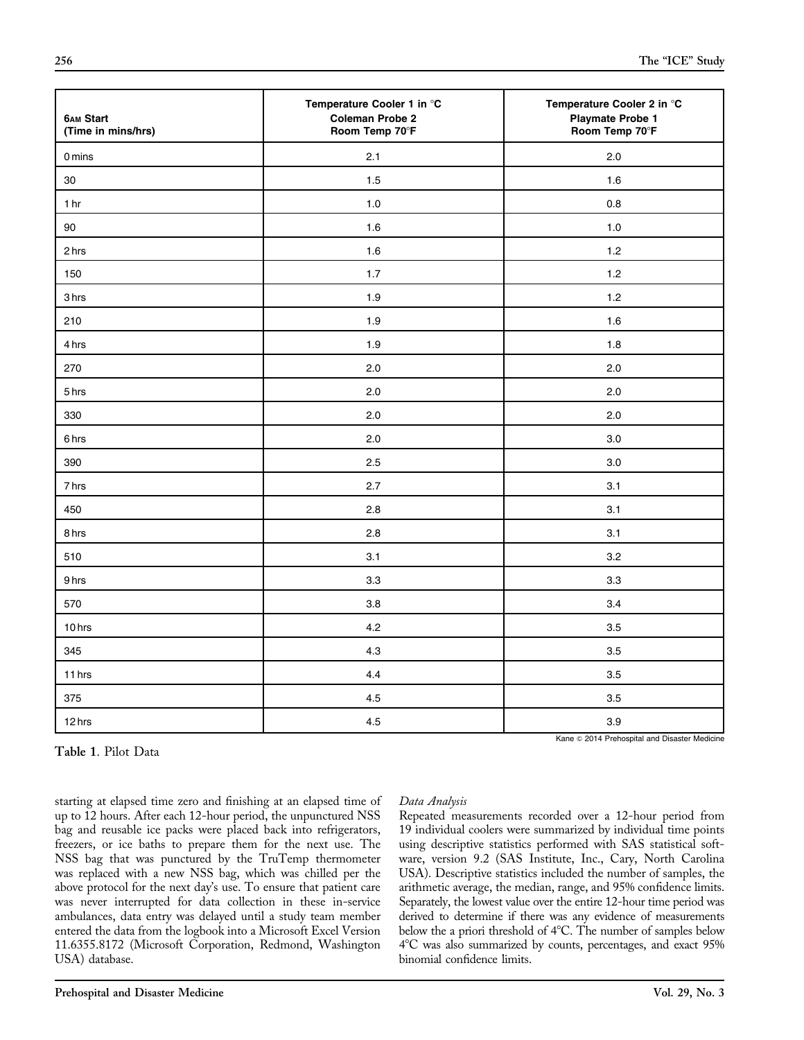| 6AM Start (Time in mins/hrs) | Temperature Cooler 1 in °C Coleman Probe 2 Room Temp 70°F | Temperature Cooler 2 in °C Playmate Probe 1 Room Temp 70°F |
|---|---|---|
| 0 mins | 2.1 | 2.0 |
| 30 | 1.5 | 1.6 |
| 1 hr | 1.0 | 0.8 |
| 90 | 1.6 | 1.0 |
| 2 hrs | 1.6 | 1.2 |
| 150 | 1.7 | 1.2 |
| 3 hrs | 1.9 | 1.2 |
| 210 | 1.9 | 1.6 |
| 4 hrs | 1.9 | 1.8 |
| 270 | 2.0 | 2.0 |
| 5 hrs | 2.0 | 2.0 |
| 330 | 2.0 | 2.0 |
| 6 hrs | 2.0 | 3.0 |
| 390 | 2.5 | 3.0 |
| 7 hrs | 2.7 | 3.1 |
| 450 | 2.8 | 3.1 |
| 8 hrs | 2.8 | 3.1 |
| 510 | 3.1 | 3.2 |
| 9 hrs | 3.3 | 3.3 |
| 570 | 3.8 | 3.4 |
| 10 hrs | 4.2 | 3.5 |
| 345 | 4.3 | 3.5 |
| 11 hrs | 4.4 | 3.5 |
| 375 | 4.5 | 3.5 |
| 12 hrs | 4.5 | 3.9 |

Kane © 2014 Prehospital and Disaster Medicine

**Table 1**. Pilot Data

starting at elapsed time zero and finishing at an elapsed time of up to 12 hours. After each 12-hour period, the unpunctured NSS bag and reusable ice packs were placed back into refrigerators, freezers, or ice baths to prepare them for the next use. The NSS bag that was punctured by the TruTemp thermometer was replaced with a new NSS bag, which was chilled per the above protocol for the next day's use. To ensure that patient care was never interrupted for data collection in these in-service ambulances, data entry was delayed until a study team member entered the data from the logbook into a Microsoft Excel Version 11.6355.8172 (Microsoft Corporation, Redmond, Washington USA) database.

*Data Analysis*

Repeated measurements recorded over a 12-hour period from 19 individual coolers were summarized by individual time points using descriptive statistics performed with SAS statistical software, version 9.2 (SAS Institute, Inc., Cary, North Carolina USA). Descriptive statistics included the number of samples, the arithmetic average, the median, range, and 95% confidence limits. Separately, the lowest value over the entire 12-hour time period was derived to determine if there was any evidence of measurements below the a priori threshold of 4°C. The number of samples below 4°C was also summarized by counts, percentages, and exact 95% binomial confidence limits.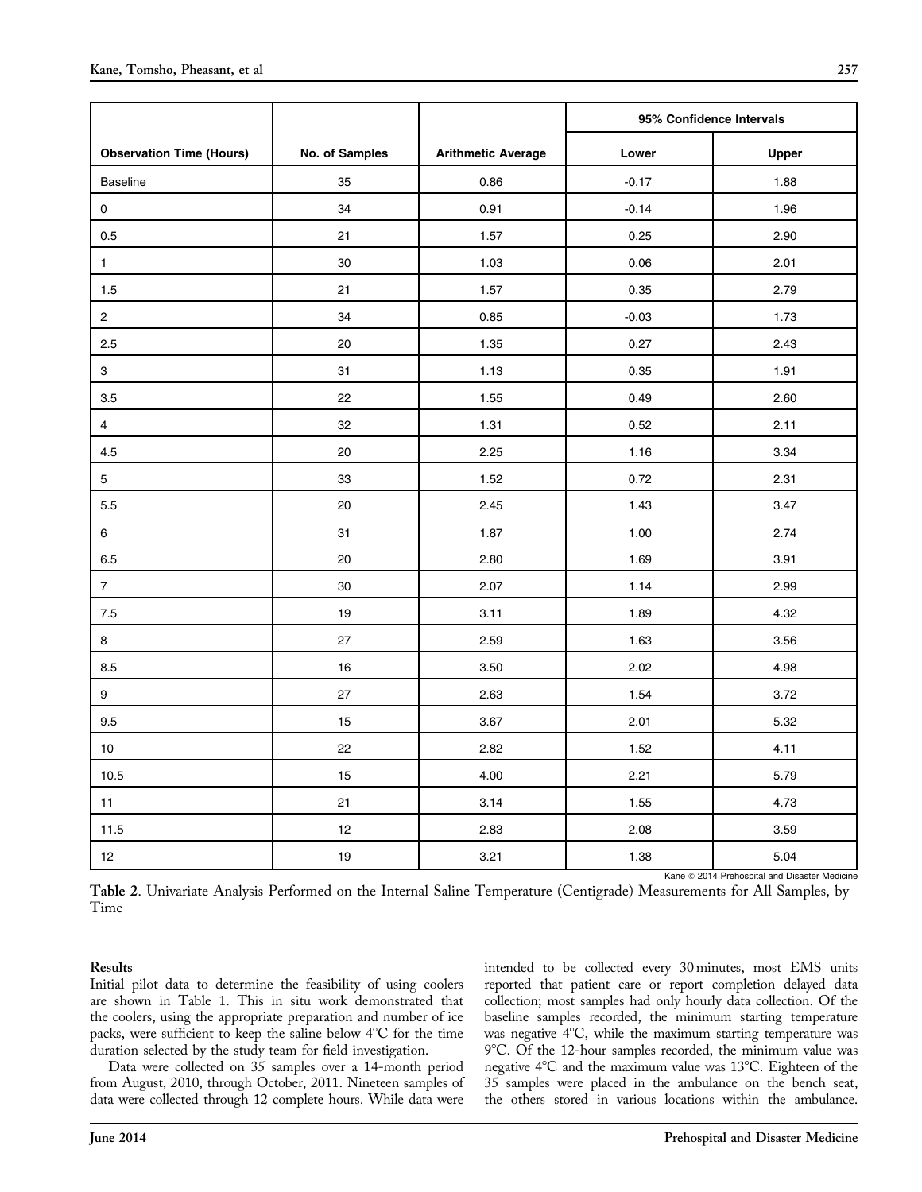| Observation Time (Hours) | No. of Samples | Arithmetic Average | 95% Confidence Intervals | |
|---|---|---|---|---|
| | | | Lower | Upper |
| Baseline | 35 | 0.86 | -0.17 | 1.88 |
| 0 | 34 | 0.91 | -0.14 | 1.96 |
| 0.5 | 21 | 1.57 | 0.25 | 2.90 |
| 1 | 30 | 1.03 | 0.06 | 2.01 |
| 1.5 | 21 | 1.57 | 0.35 | 2.79 |
| 2 | 34 | 0.85 | -0.03 | 1.73 |
| 2.5 | 20 | 1.35 | 0.27 | 2.43 |
| 3 | 31 | 1.13 | 0.35 | 1.91 |
| 3.5 | 22 | 1.55 | 0.49 | 2.60 |
| 4 | 32 | 1.31 | 0.52 | 2.11 |
| 4.5 | 20 | 2.25 | 1.16 | 3.34 |
| 5 | 33 | 1.52 | 0.72 | 2.31 |
| 5.5 | 20 | 2.45 | 1.43 | 3.47 |
| 6 | 31 | 1.87 | 1.00 | 2.74 |
| 6.5 | 20 | 2.80 | 1.69 | 3.91 |
| 7 | 30 | 2.07 | 1.14 | 2.99 |
| 7.5 | 19 | 3.11 | 1.89 | 4.32 |
| 8 | 27 | 2.59 | 1.63 | 3.56 |
| 8.5 | 16 | 3.50 | 2.02 | 4.98 |
| 9 | 27 | 2.63 | 1.54 | 3.72 |
| 9.5 | 15 | 3.67 | 2.01 | 5.32 |
| 10 | 22 | 2.82 | 1.52 | 4.11 |
| 10.5 | 15 | 4.00 | 2.21 | 5.79 |
| 11 | 21 | 3.14 | 1.55 | 4.73 |
| 11.5 | 12 | 2.83 | 2.08 | 3.59 |
| 12 | 19 | 3.21 | 1.38 | 5.04 |

Kane © 2014 Prehospital and Disaster Medicine

**Table 2**. Univariate Analysis Performed on the Internal Saline Temperature (Centigrade) Measurements for All Samples, by Time

## Results

Initial pilot data to determine the feasibility of using coolers are shown in Table 1. This in situ work demonstrated that the coolers, using the appropriate preparation and number of ice packs, were sufficient to keep the saline below 4°C for the time duration selected by the study team for field investigation.

Data were collected on 35 samples over a 14-month period from August, 2010, through October, 2011. Nineteen samples of data were collected through 12 complete hours. While data were intended to be collected every 30 minutes, most EMS units reported that patient care or report completion delayed data collection; most samples had only hourly data collection. Of the baseline samples recorded, the minimum starting temperature was negative 4°C, while the maximum starting temperature was 9°C. Of the 12-hour samples recorded, the minimum value was negative 4°C and the maximum value was 13°C. Eighteen of the 35 samples were placed in the ambulance on the bench seat, the others stored in various locations within the ambulance.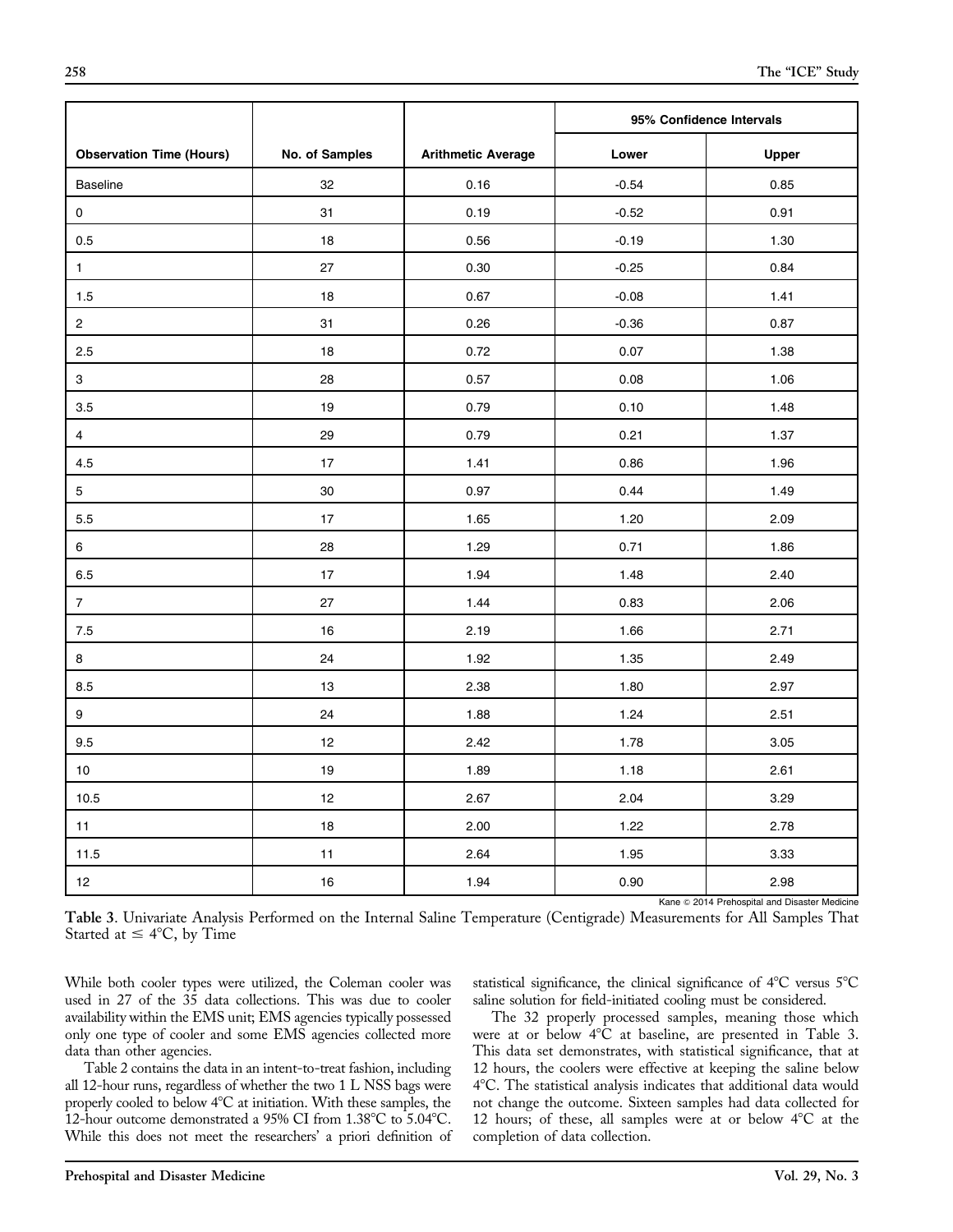| Observation Time (Hours) | No. of Samples | Arithmetic Average | 95% Confidence Intervals | |
|---|---|---|---|---|
| | | | Lower | Upper |
| Baseline | 32 | 0.16 | -0.54 | 0.85 |
| 0 | 31 | 0.19 | -0.52 | 0.91 |
| 0.5 | 18 | 0.56 | -0.19 | 1.30 |
| 1 | 27 | 0.30 | -0.25 | 0.84 |
| 1.5 | 18 | 0.67 | -0.08 | 1.41 |
| 2 | 31 | 0.26 | -0.36 | 0.87 |
| 2.5 | 18 | 0.72 | 0.07 | 1.38 |
| 3 | 28 | 0.57 | 0.08 | 1.06 |
| 3.5 | 19 | 0.79 | 0.10 | 1.48 |
| 4 | 29 | 0.79 | 0.21 | 1.37 |
| 4.5 | 17 | 1.41 | 0.86 | 1.96 |
| 5 | 30 | 0.97 | 0.44 | 1.49 |
| 5.5 | 17 | 1.65 | 1.20 | 2.09 |
| 6 | 28 | 1.29 | 0.71 | 1.86 |
| 6.5 | 17 | 1.94 | 1.48 | 2.40 |
| 7 | 27 | 1.44 | 0.83 | 2.06 |
| 7.5 | 16 | 2.19 | 1.66 | 2.71 |
| 8 | 24 | 1.92 | 1.35 | 2.49 |
| 8.5 | 13 | 2.38 | 1.80 | 2.97 |
| 9 | 24 | 1.88 | 1.24 | 2.51 |
| 9.5 | 12 | 2.42 | 1.78 | 3.05 |
| 10 | 19 | 1.89 | 1.18 | 2.61 |
| 10.5 | 12 | 2.67 | 2.04 | 3.29 |
| 11 | 18 | 2.00 | 1.22 | 2.78 |
| 11.5 | 11 | 2.64 | 1.95 | 3.33 |
| 12 | 16 | 1.94 | 0.90 | 2.98 |

Kane © 2014 Prehospital and Disaster Medicine

**Table 3**. Univariate Analysis Performed on the Internal Saline Temperature (Centigrade) Measurements for All Samples That Started at ≤ 4°C, by Time

While both cooler types were utilized, the Coleman cooler was used in 27 of the 35 data collections. This was due to cooler availability within the EMS unit; EMS agencies typically possessed only one type of cooler and some EMS agencies collected more data than other agencies.

Table 2 contains the data in an intent-to-treat fashion, including all 12-hour runs, regardless of whether the two 1 L NSS bags were properly cooled to below 4°C at initiation. With these samples, the 12-hour outcome demonstrated a 95% CI from 1.38°C to 5.04°C. While this does not meet the researchers' a priori definition of statistical significance, the clinical significance of 4°C versus 5°C saline solution for field-initiated cooling must be considered.

The 32 properly processed samples, meaning those which were at or below 4°C at baseline, are presented in Table 3. This data set demonstrates, with statistical significance, that at 12 hours, the coolers were effective at keeping the saline below 4°C. The statistical analysis indicates that additional data would not change the outcome. Sixteen samples had data collected for 12 hours; of these, all samples were at or below 4°C at the completion of data collection.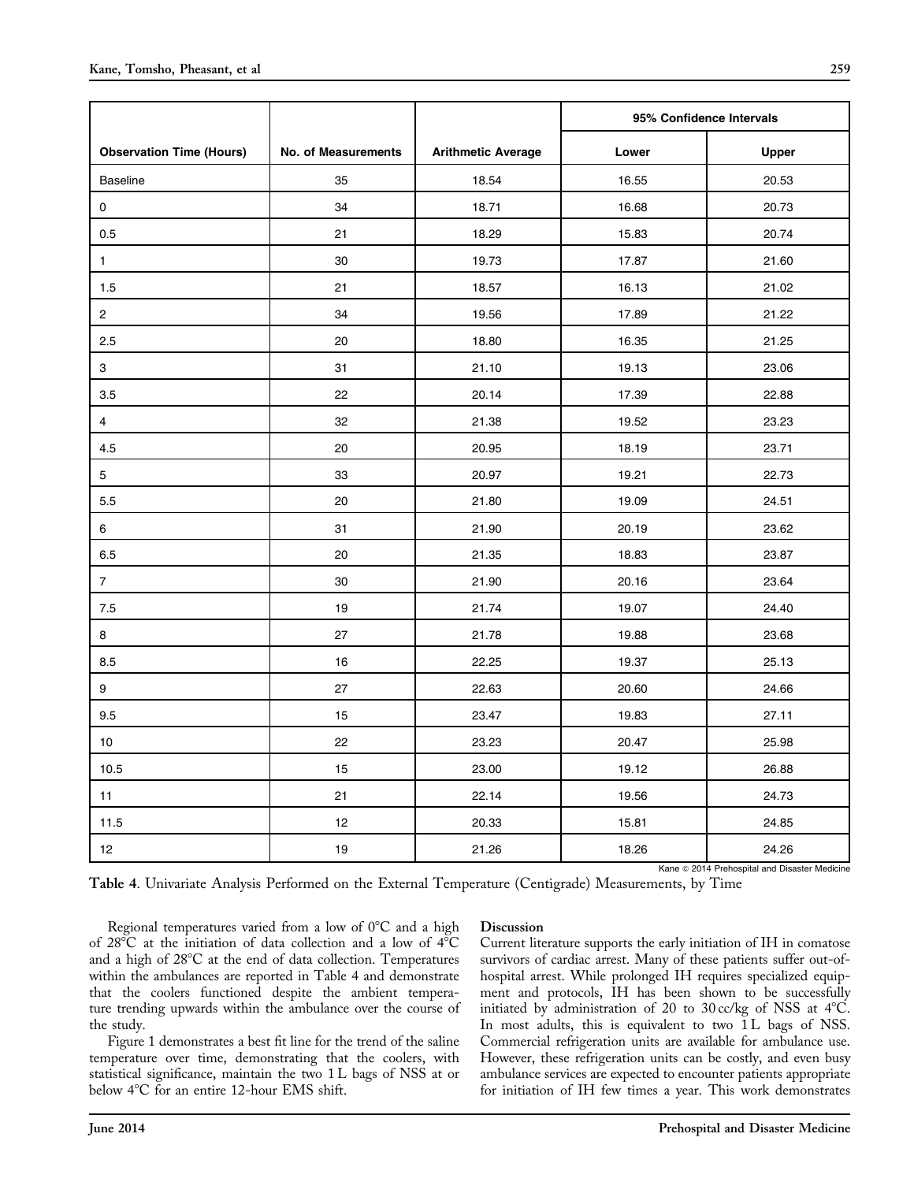| Observation Time (Hours) | No. of Measurements | Arithmetic Average | 95% Confidence Intervals | |
|---|---|---|---|---|
| | | | Lower | Upper |
| Baseline | 35 | 18.54 | 16.55 | 20.53 |
| 0 | 34 | 18.71 | 16.68 | 20.73 |
| 0.5 | 21 | 18.29 | 15.83 | 20.74 |
| 1 | 30 | 19.73 | 17.87 | 21.60 |
| 1.5 | 21 | 18.57 | 16.13 | 21.02 |
| 2 | 34 | 19.56 | 17.89 | 21.22 |
| 2.5 | 20 | 18.80 | 16.35 | 21.25 |
| 3 | 31 | 21.10 | 19.13 | 23.06 |
| 3.5 | 22 | 20.14 | 17.39 | 22.88 |
| 4 | 32 | 21.38 | 19.52 | 23.23 |
| 4.5 | 20 | 20.95 | 18.19 | 23.71 |
| 5 | 33 | 20.97 | 19.21 | 22.73 |
| 5.5 | 20 | 21.80 | 19.09 | 24.51 |
| 6 | 31 | 21.90 | 20.19 | 23.62 |
| 6.5 | 20 | 21.35 | 18.83 | 23.87 |
| 7 | 30 | 21.90 | 20.16 | 23.64 |
| 7.5 | 19 | 21.74 | 19.07 | 24.40 |
| 8 | 27 | 21.78 | 19.88 | 23.68 |
| 8.5 | 16 | 22.25 | 19.37 | 25.13 |
| 9 | 27 | 22.63 | 20.60 | 24.66 |
| 9.5 | 15 | 23.47 | 19.83 | 27.11 |
| 10 | 22 | 23.23 | 20.47 | 25.98 |
| 10.5 | 15 | 23.00 | 19.12 | 26.88 |
| 11 | 21 | 22.14 | 19.56 | 24.73 |
| 11.5 | 12 | 20.33 | 15.81 | 24.85 |
| 12 | 19 | 21.26 | 18.26 | 24.26 |

Kane © 2014 Prehospital and Disaster Medicine

**Table 4**. Univariate Analysis Performed on the External Temperature (Centigrade) Measurements, by Time

Regional temperatures varied from a low of 0°C and a high of 28°C at the initiation of data collection and a low of 4°C and a high of 28°C at the end of data collection. Temperatures within the ambulances are reported in Table 4 and demonstrate that the coolers functioned despite the ambient temperature trending upwards within the ambulance over the course of the study.

Figure 1 demonstrates a best fit line for the trend of the saline temperature over time, demonstrating that the coolers, with statistical significance, maintain the two 1 L bags of NSS at or below 4°C for an entire 12-hour EMS shift.

## Discussion

Current literature supports the early initiation of IH in comatose survivors of cardiac arrest. Many of these patients suffer out-of-hospital arrest. While prolonged IH requires specialized equipment and protocols, IH has been shown to be successfully initiated by administration of 20 to 30 cc/kg of NSS at 4°C. In most adults, this is equivalent to two 1 L bags of NSS. Commercial refrigeration units are available for ambulance use. However, these refrigeration units can be costly, and even busy ambulance services are expected to encounter patients appropriate for initiation of IH few times a year. This work demonstrates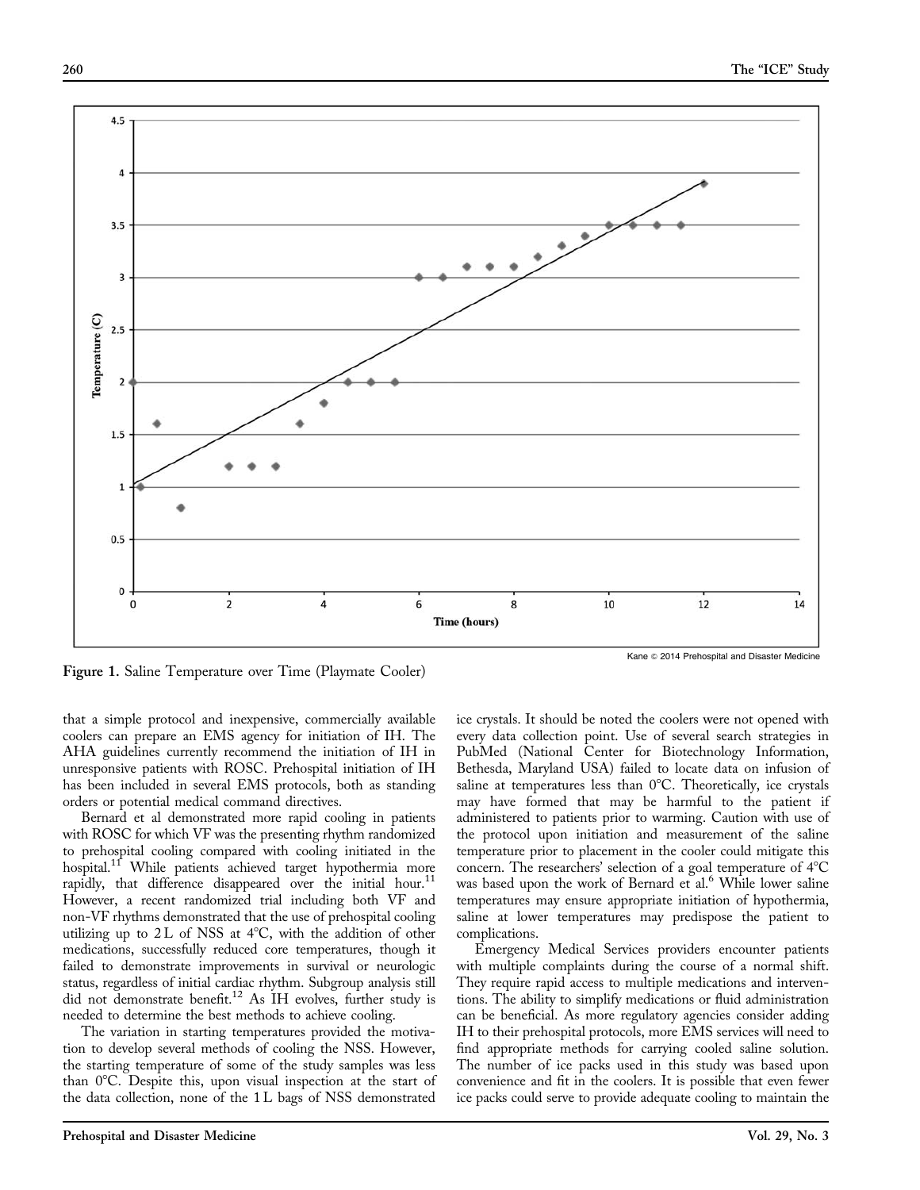Figure 1. Saline Temperature over Time (Playmate Cooler)

that a simple protocol and inexpensive, commercially available coolers can prepare an EMS agency for initiation of IH. The AHA guidelines currently recommend the initiation of IH in unresponsive patients with ROSC. Prehospital initiation of IH has been included in several EMS protocols, both as standing orders or potential medical command directives.

Bernard et al demonstrated more rapid cooling in patients with ROSC for which VF was the presenting rhythm randomized to prehospital cooling compared with cooling initiated in the hospital.[11] While patients achieved target hypothermia more rapidly, that difference disappeared over the initial hour.[11] However, a recent randomized trial including both VF and non-VF rhythms demonstrated that the use of prehospital cooling utilizing up to 2 L of NSS at 4°C, with the addition of other medications, successfully reduced core temperatures, though it failed to demonstrate improvements in survival or neurologic status, regardless of initial cardiac rhythm. Subgroup analysis still did not demonstrate benefit.[12] As IH evolves, further study is needed to determine the best methods to achieve cooling.

The variation in starting temperatures provided the motivation to develop several methods of cooling the NSS. However, the starting temperature of some of the study samples was less than 0°C. Despite this, upon visual inspection at the start of the data collection, none of the 1 L bags of NSS demonstrated ice crystals. It should be noted the coolers were not opened with every data collection point. Use of several search strategies in PubMed (National Center for Biotechnology Information, Bethesda, Maryland USA) failed to locate data on infusion of saline at temperatures less than 0°C. Theoretically, ice crystals may have formed that may be harmful to the patient if administered to patients prior to warming. Caution with use of the protocol upon initiation and measurement of the saline temperature prior to placement in the cooler could mitigate this concern. The researchers' selection of a goal temperature of 4°C was based upon the work of Bernard et al.[6] While lower saline temperatures may ensure appropriate initiation of hypothermia, saline at lower temperatures may predispose the patient to complications.

Emergency Medical Services providers encounter patients with multiple complaints during the course of a normal shift. They require rapid access to multiple medications and interventions. The ability to simplify medications or fluid administration can be beneficial. As more regulatory agencies consider adding IH to their prehospital protocols, more EMS services will need to find appropriate methods for carrying cooled saline solution. The number of ice packs used in this study was based upon convenience and fit in the coolers. It is possible that even fewer ice packs could serve to provide adequate cooling to maintain the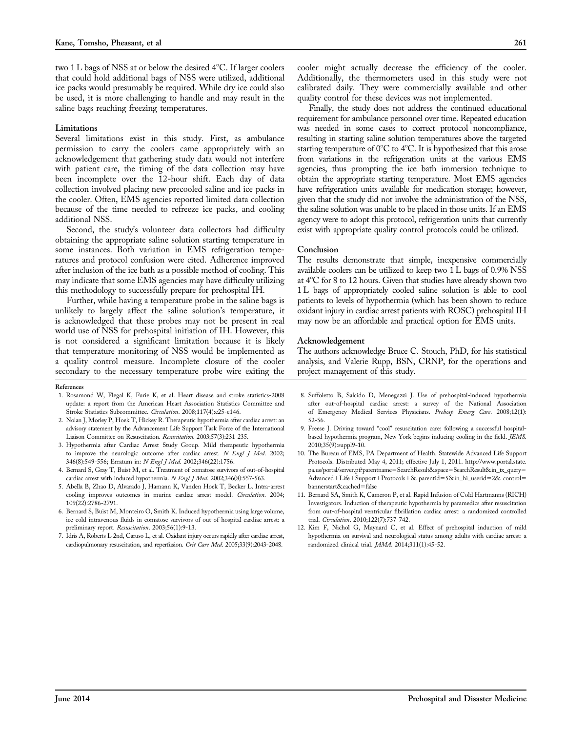two 1 L bags of NSS at or below the desired 4°C. If larger coolers that could hold additional bags of NSS were utilized, additional ice packs would presumably be required. While dry ice could also be used, it is more challenging to handle and may result in the saline bags reaching freezing temperatures.

### Limitations

Several limitations exist in this study. First, as ambulance permission to carry the coolers came appropriately with an acknowledgement that gathering study data would not interfere with patient care, the timing of the data collection may have been incomplete over the 12-hour shift. Each day of data collection involved placing new precooled saline and ice packs in the cooler. Often, EMS agencies reported limited data collection because of the time needed to refreeze ice packs, and cooling additional NSS.

Second, the study's volunteer data collectors had difficulty obtaining the appropriate saline solution starting temperature in some instances. Both variation in EMS refrigeration temperatures and protocol confusion were cited. Adherence improved after inclusion of the ice bath as a possible method of cooling. This may indicate that some EMS agencies may have difficulty utilizing this methodology to successfully prepare for prehospital IH.

Further, while having a temperature probe in the saline bags is unlikely to largely affect the saline solution's temperature, it is acknowledged that these probes may not be present in real world use of NSS for prehospital initiation of IH. However, this is not considered a significant limitation because it is likely that temperature monitoring of NSS would be implemented as a quality control measure. Incomplete closure of the cooler secondary to the necessary temperature probe wire exiting the cooler might actually decrease the efficiency of the cooler. Additionally, the thermometers used in this study were not calibrated daily. They were commercially available and other quality control for these devices was not implemented.

Finally, the study does not address the continued educational requirement for ambulance personnel over time. Repeated education was needed in some cases to correct protocol noncompliance, resulting in starting saline solution temperatures above the targeted starting temperature of 0°C to 4°C. It is hypothesized that this arose from variations in the refrigeration units at the various EMS agencies, thus prompting the ice bath immersion technique to obtain the appropriate starting temperature. Most EMS agencies have refrigeration units available for medication storage; however, given that the study did not involve the administration of the NSS, the saline solution was unable to be placed in those units. If an EMS agency were to adopt this protocol, refrigeration units that currently exist with appropriate quality control protocols could be utilized.

### Conclusion

The results demonstrate that simple, inexpensive commercially available coolers can be utilized to keep two 1 L bags of 0.9% NSS at 4°C for 8 to 12 hours. Given that studies have already shown two 1 L bags of appropriately cooled saline solution is able to cool patients to levels of hypothermia (which has been shown to reduce oxidant injury in cardiac arrest patients with ROSC) prehospital IH may now be an affordable and practical option for EMS units.

### Acknowledgement

The authors acknowledge Bruce C. Stouch, PhD, for his statistical analysis, and Valerie Rupp, BSN, CRNP, for the operations and project management of this study.

#### References

1. Rosamond W, Flegal K, Furie K, et al. Heart disease and stroke statistics-2008 update: a report from the American Heart Association Statistics Committee and Stroke Statistics Subcommittee. *Circulation*. 2008;117(4):e25-e146.
2. Nolan J, Morley P, Hoek T, Hickey R. Therapeutic hypothermia after cardiac arrest: an advisory statement by the Advancement Life Support Task Force of the International Liaison Committee on Resuscitation. *Resuscitation*. 2003;57(3):231-235.
3. Hypothermia after Cardiac Arrest Study Group. Mild therapeutic hypothermia to improve the neurologic outcome after cardiac arrest. *N Engl J Med*. 2002; 346(8):549-556; Erratum in: *N Engl J Med*. 2002;346(22):1756.
4. Bernard S, Gray T, Buist M, et al. Treatment of comatose survivors of out-of-hospital cardiac arrest with induced hypothermia. *N Engl J Med*. 2002;346(8):557-563.
5. Abella B, Zhao D, Alvarado J, Hamann K, Vanden Hoek T, Becker L. Intra-arrest cooling improves outcomes in murine cardiac arrest model. *Circulation*. 2004; 109(22):2786-2791.
6. Bernard S, Buist M, Monteiro O, Smith K. Induced hypothermia using large volume, ice-cold intravenous fluids in comatose survivors of out-of-hospital cardiac arrest: a preliminary report. *Resuscitation*. 2003;56(1):9-13.
7. Idris A, Roberts L 2nd, Caruso L, et al. Oxidant injury occurs rapidly after cardiac arrest, cardiopulmonary resuscitation, and reperfusion. *Crit Care Med*. 2005;33(9):2043-2048.
8. Suffoletto B, Salcido D, Menegazzi J. Use of prehospital-induced hypothermia after out-of-hospital cardiac arrest: a survey of the National Association of Emergency Medical Services Physicians. *Prehosp Emerg Care*. 2008;12(1): 52-56.
9. Freese J. Driving toward "cool" resuscitation care: following a successful hospital-based hypothermia program, New York begins inducing cooling in the field. *JEMS*. 2010;35(9):suppl9-10.
10. The Bureau of EMS, PA Department of Health. Statewide Advanced Life Support Protocols. Distributed May 4, 2011; effective July 1, 2011. http://www.portal.state.pa.us/portal/server.pt?parentname=SearchResult&space=SearchResult&in_tx_query=Advanced+Life+Support+Protocols+& parentid=5&in_hi_userid=2& control=bannerstart&cached=false
11. Bernard SA, Smith K, Cameron P, et al. Rapid Infusion of Cold Hartmanns (RICH) Investigators. Induction of therapeutic hypothermia by paramedics after resuscitation from out-of-hospital ventricular fibrillation cardiac arrest: a randomized controlled trial. *Circulation*. 2010;122(7):737-742.
12. Kim F, Nichol G, Maynard C, et al. Effect of prehospital induction of mild hypothermia on survival and neurological status among adults with cardiac arrest: a randomized clinical trial. *JAMA*. 2014;311(1):45-52.